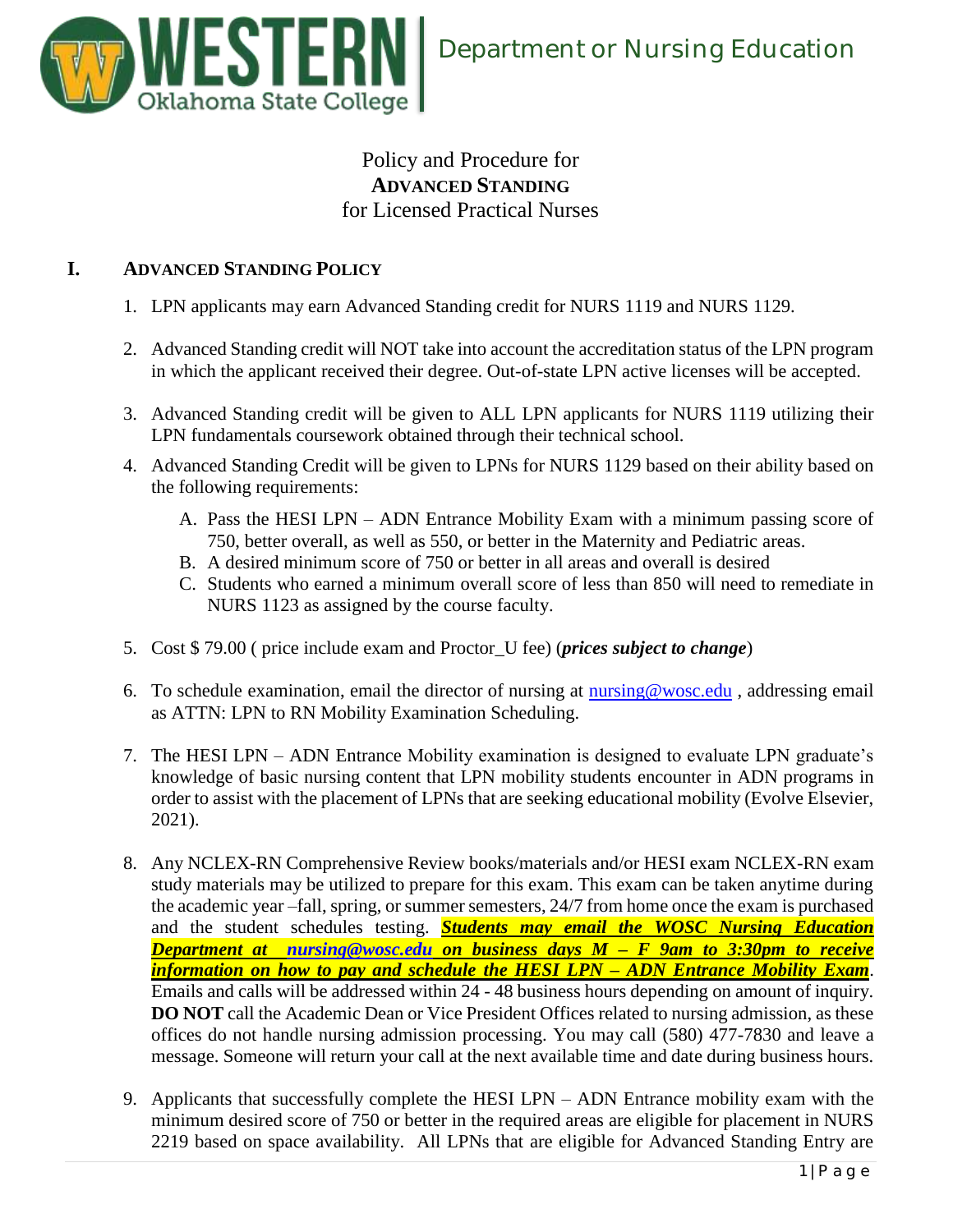Department or Nursing Education

# Policy and Procedure for **ADVANCED STANDING** for Licensed Practical Nurses

## I. ADVANCED STANDING POLICY

1. LPN applicants may earn Advanced Standing credit for NURS 1119 and NURS 1129.

2. Advanced Standing credit will NOT take into account the accreditation status of the LPN program in which the applicant received their degree. Out-of-state LPN active licenses will be accepted.

3. Advanced Standing credit will be given to ALL LPN applicants for NURS 1119 utilizing their LPN fundamentals coursework obtained through their technical school.

4. Advanced Standing Credit will be given to LPNs for NURS 1129 based on their ability based on the following requirements:
   A. Pass the HESI LPN – ADN Entrance Mobility Exam with a minimum passing score of 750, better overall, as well as 550, or better in the Maternity and Pediatric areas.
   B. A desired minimum score of 750 or better in all areas and overall is desired
   C. Students who earned a minimum overall score of less than 850 will need to remediate in NURS 1123 as assigned by the course faculty.

5. Cost $ 79.00 ( price include exam and Proctor_U fee) (***prices subject to change***)

6. To schedule examination, email the director of nursing at nursing@wosc.edu , addressing email as ATTN: LPN to RN Mobility Examination Scheduling.

7. The HESI LPN – ADN Entrance Mobility examination is designed to evaluate LPN graduate's knowledge of basic nursing content that LPN mobility students encounter in ADN programs in order to assist with the placement of LPNs that are seeking educational mobility (Evolve Elsevier, 2021).

8. Any NCLEX-RN Comprehensive Review books/materials and/or HESI exam NCLEX-RN exam study materials may be utilized to prepare for this exam. This exam can be taken anytime during the academic year –fall, spring, or summer semesters, 24/7 from home once the exam is purchased and the student schedules testing. ***Students may email the WOSC Nursing Education Department at nursing@wosc.edu on business days M – F 9am to 3:30pm to receive information on how to pay and schedule the HESI LPN – ADN Entrance Mobility Exam***. Emails and calls will be addressed within 24 - 48 business hours depending on amount of inquiry. **DO NOT** call the Academic Dean or Vice President Offices related to nursing admission, as these offices do not handle nursing admission processing. You may call (580) 477-7830 and leave a message. Someone will return your call at the next available time and date during business hours.

9. Applicants that successfully complete the HESI LPN – ADN Entrance mobility exam with the minimum desired score of 750 or better in the required areas are eligible for placement in NURS 2219 based on space availability. All LPNs that are eligible for Advanced Standing Entry are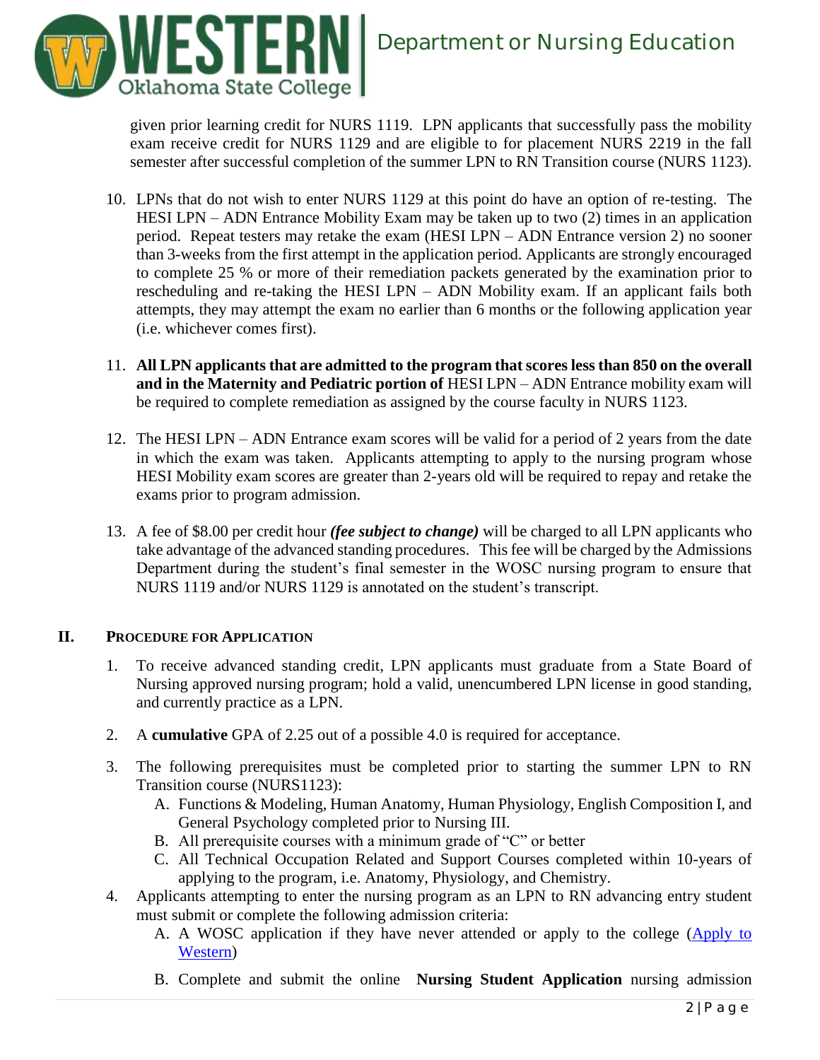given prior learning credit for NURS 1119. LPN applicants that successfully pass the mobility exam receive credit for NURS 1129 and are eligible to for placement NURS 2219 in the fall semester after successful completion of the summer LPN to RN Transition course (NURS 1123).

10. LPNs that do not wish to enter NURS 1129 at this point do have an option of re-testing. The HESI LPN – ADN Entrance Mobility Exam may be taken up to two (2) times in an application period. Repeat testers may retake the exam (HESI LPN – ADN Entrance version 2) no sooner than 3-weeks from the first attempt in the application period. Applicants are strongly encouraged to complete 25 % or more of their remediation packets generated by the examination prior to rescheduling and re-taking the HESI LPN – ADN Mobility exam. If an applicant fails both attempts, they may attempt the exam no earlier than 6 months or the following application year (i.e. whichever comes first).

11. **All LPN applicants that are admitted to the program that scores less than 850 on the overall and in the Maternity and Pediatric portion of** HESI LPN – ADN Entrance mobility exam will be required to complete remediation as assigned by the course faculty in NURS 1123.

12. The HESI LPN – ADN Entrance exam scores will be valid for a period of 2 years from the date in which the exam was taken. Applicants attempting to apply to the nursing program whose HESI Mobility exam scores are greater than 2-years old will be required to repay and retake the exams prior to program admission.

13. A fee of $8.00 per credit hour ***(fee subject to change)*** will be charged to all LPN applicants who take advantage of the advanced standing procedures. This fee will be charged by the Admissions Department during the student's final semester in the WOSC nursing program to ensure that NURS 1119 and/or NURS 1129 is annotated on the student's transcript.

## II. PROCEDURE FOR APPLICATION

1. To receive advanced standing credit, LPN applicants must graduate from a State Board of Nursing approved nursing program; hold a valid, unencumbered LPN license in good standing, and currently practice as a LPN.

2. A **cumulative** GPA of 2.25 out of a possible 4.0 is required for acceptance.

3. The following prerequisites must be completed prior to starting the summer LPN to RN Transition course (NURS1123):
   A. Functions & Modeling, Human Anatomy, Human Physiology, English Composition I, and General Psychology completed prior to Nursing III.
   B. All prerequisite courses with a minimum grade of "C" or better
   C. All Technical Occupation Related and Support Courses completed within 10-years of applying to the program, i.e. Anatomy, Physiology, and Chemistry.

4. Applicants attempting to enter the nursing program as an LPN to RN advancing entry student must submit or complete the following admission criteria:
   A. A WOSC application if they have never attended or apply to the college (Apply to Western)
   B. Complete and submit the online **Nursing Student Application** nursing admission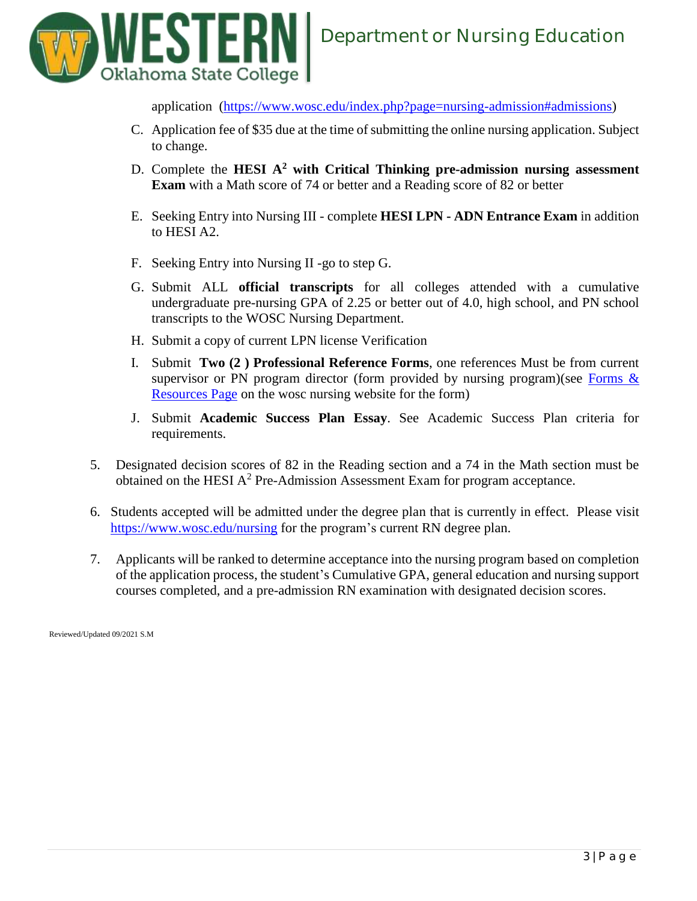application (https://www.wosc.edu/index.php?page=nursing-admission#admissions)

C. Application fee of $35 due at the time of submitting the online nursing application. Subject to change.

D. Complete the **HESI A$^2$ with Critical Thinking pre-admission nursing assessment Exam** with a Math score of 74 or better and a Reading score of 82 or better

E. Seeking Entry into Nursing III - complete **HESI LPN - ADN Entrance Exam** in addition to HESI A2.

F. Seeking Entry into Nursing II -go to step G.

G. Submit ALL **official transcripts** for all colleges attended with a cumulative undergraduate pre-nursing GPA of 2.25 or better out of 4.0, high school, and PN school transcripts to the WOSC Nursing Department.

H. Submit a copy of current LPN license Verification

I. Submit **Two (2 ) Professional Reference Forms**, one references Must be from current supervisor or PN program director (form provided by nursing program)(see Forms & Resources Page on the wosc nursing website for the form)

J. Submit **Academic Success Plan Essay**. See Academic Success Plan criteria for requirements.

5. Designated decision scores of 82 in the Reading section and a 74 in the Math section must be obtained on the HESI A$^2$ Pre-Admission Assessment Exam for program acceptance.

6. Students accepted will be admitted under the degree plan that is currently in effect. Please visit https://www.wosc.edu/nursing for the program's current RN degree plan.

7. Applicants will be ranked to determine acceptance into the nursing program based on completion of the application process, the student's Cumulative GPA, general education and nursing support courses completed, and a pre-admission RN examination with designated decision scores.

Reviewed/Updated 09/2021 S.M